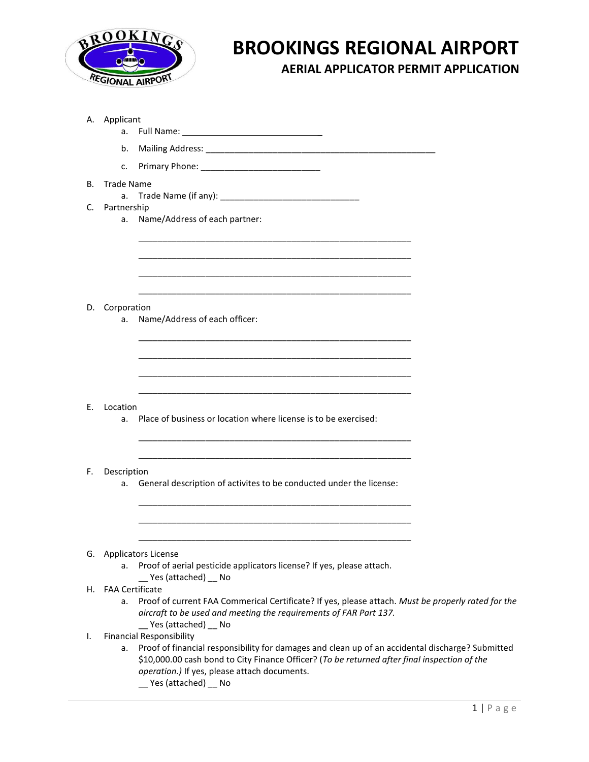# BROOKINGS REGIONAL AIRPORT

## AERIAL APPLICATOR PERMIT APPLICATION

A. Applicant
   a. Full Name: ______________________________
   b. Mailing Address: __________________________________________________
   c. Primary Phone: __________________________

B. Trade Name
   a. Trade Name (if any): ______________________________

C. Partnership
   a. Name/Address of each partner:

   ____________________________________________________________

   ____________________________________________________________

   ____________________________________________________________

   ____________________________________________________________

D. Corporation
   a. Name/Address of each officer:

   ____________________________________________________________

   ____________________________________________________________

   ____________________________________________________________

   ____________________________________________________________

E. Location
   a. Place of business or location where license is to be exercised:

   ____________________________________________________________

   ____________________________________________________________

F. Description
   a. General description of activites to be conducted under the license:

   ____________________________________________________________

   ____________________________________________________________

   ____________________________________________________________

G. Applicators License
   a. Proof of aerial pesticide applicators license? If yes, please attach.
   __ Yes (attached) __ No

H. FAA Certificate
   a. Proof of current FAA Commerical Certificate? If yes, please attach. *Must be properly rated for the aircraft to be used and meeting the requirements of FAR Part 137.*
   __ Yes (attached) __ No

I. Financial Responsibility
   a. Proof of financial responsibility for damages and clean up of an accidental discharge? Submitted $10,000.00 cash bond to City Finance Officer? (*To be returned after final inspection of the operation.)* If yes, please attach documents.
   __ Yes (attached) __ No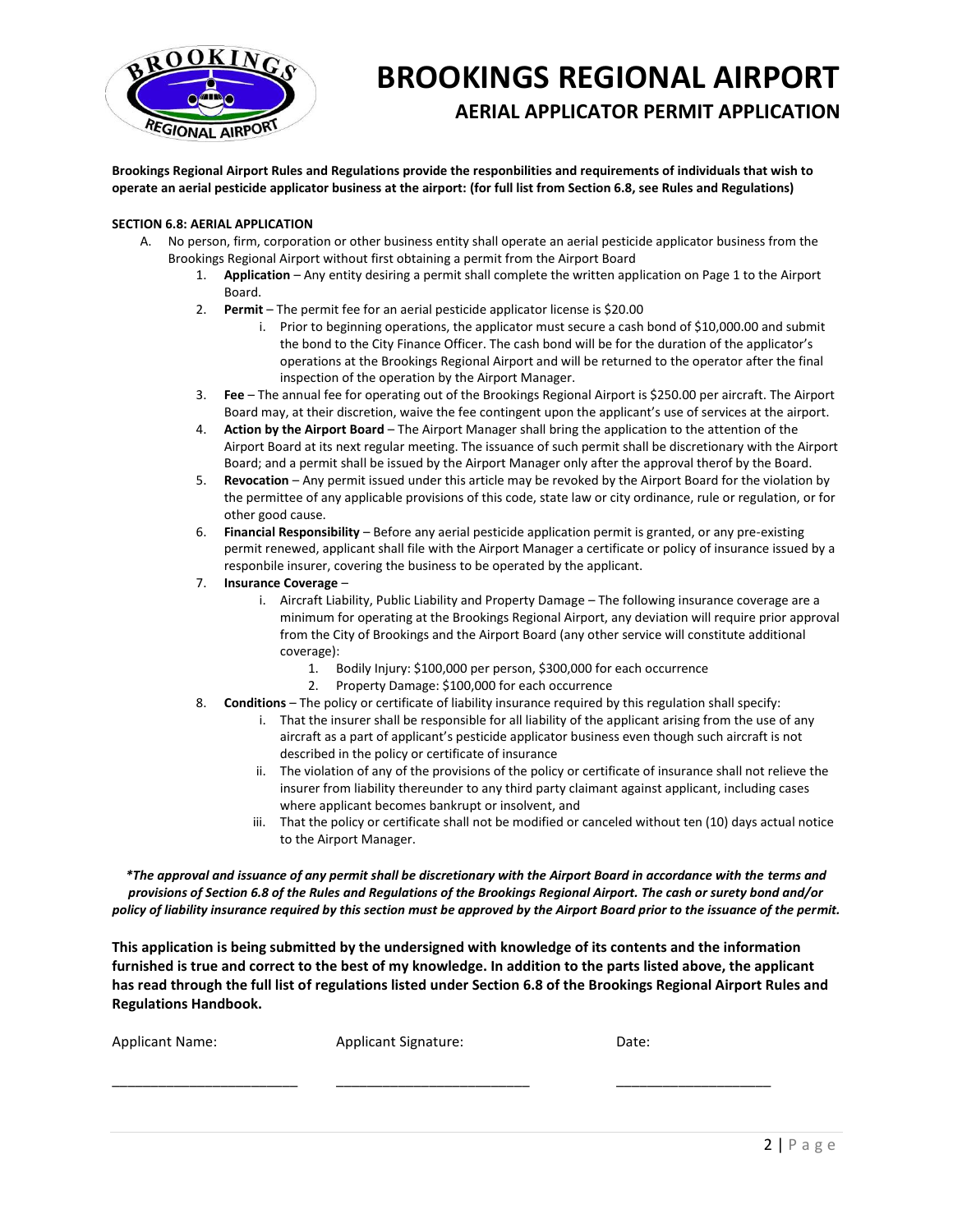# BROOKINGS REGIONAL AIRPORT

## AERIAL APPLICATOR PERMIT APPLICATION

**Brookings Regional Airport Rules and Regulations provide the responbilities and requirements of individuals that wish to operate an aerial pesticide applicator business at the airport: (for full list from Section 6.8, see Rules and Regulations)**

**SECTION 6.8: AERIAL APPLICATION**

A. No person, firm, corporation or other business entity shall operate an aerial pesticide applicator business from the Brookings Regional Airport without first obtaining a permit from the Airport Board
   1. **Application** – Any entity desiring a permit shall complete the written application on Page 1 to the Airport Board.
   2. **Permit** – The permit fee for an aerial pesticide applicator license is $20.00
      i. Prior to beginning operations, the applicator must secure a cash bond of $10,000.00 and submit the bond to the City Finance Officer. The cash bond will be for the duration of the applicator's operations at the Brookings Regional Airport and will be returned to the operator after the final inspection of the operation by the Airport Manager.
   3. **Fee** – The annual fee for operating out of the Brookings Regional Airport is $250.00 per aircraft. The Airport Board may, at their discretion, waive the fee contingent upon the applicant's use of services at the airport.
   4. **Action by the Airport Board** – The Airport Manager shall bring the application to the attention of the Airport Board at its next regular meeting. The issuance of such permit shall be discretionary with the Airport Board; and a permit shall be issued by the Airport Manager only after the approval therof by the Board.
   5. **Revocation** – Any permit issued under this article may be revoked by the Airport Board for the violation by the permittee of any applicable provisions of this code, state law or city ordinance, rule or regulation, or for other good cause.
   6. **Financial Responsibility** – Before any aerial pesticide application permit is granted, or any pre-existing permit renewed, applicant shall file with the Airport Manager a certificate or policy of insurance issued by a responbile insurer, covering the business to be operated by the applicant.
   7. **Insurance Coverage** –
      i. Aircraft Liability, Public Liability and Property Damage – The following insurance coverage are a minimum for operating at the Brookings Regional Airport, any deviation will require prior approval from the City of Brookings and the Airport Board (any other service will constitute additional coverage):
         1. Bodily Injury: $100,000 per person, $300,000 for each occurrence
         2. Property Damage: $100,000 for each occurrence
   8. **Conditions** – The policy or certificate of liability insurance required by this regulation shall specify:
      i. That the insurer shall be responsible for all liability of the applicant arising from the use of any aircraft as a part of applicant's pesticide applicator business even though such aircraft is not described in the policy or certificate of insurance
      ii. The violation of any of the provisions of the policy or certificate of insurance shall not relieve the insurer from liability thereunder to any third party claimant against applicant, including cases where applicant becomes bankrupt or insolvent, and
      iii. That the policy or certificate shall not be modified or canceled without ten (10) days actual notice to the Airport Manager.

***The approval and issuance of any permit shall be discretionary with the Airport Board in accordance with the terms and provisions of Section 6.8 of the Rules and Regulations of the Brookings Regional Airport. The cash or surety bond and/or policy of liability insurance required by this section must be approved by the Airport Board prior to the issuance of the permit.***

**This application is being submitted by the undersigned with knowledge of its contents and the information furnished is true and correct to the best of my knowledge. In addition to the parts listed above, the applicant has read through the full list of regulations listed under Section 6.8 of the Brookings Regional Airport Rules and Regulations Handbook.**

Applicant Name: ________________________

Applicant Signature: ________________________

Date: ____________________